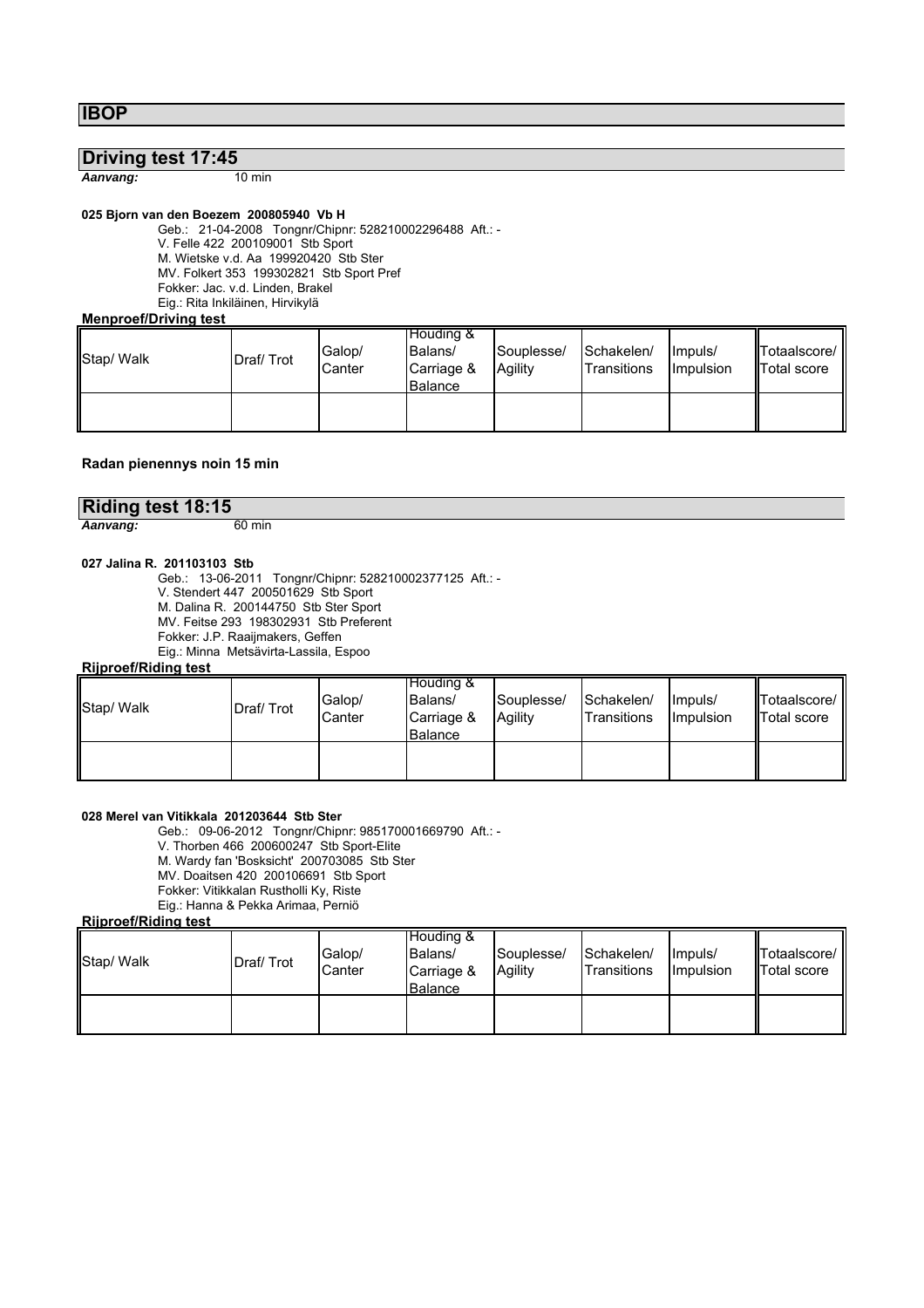# IBOP

## Driving test 17:45

***Aanvang:*** 10 min

**025 Bjorn van den Boezem 200805940 Vb H**

Geb.: 21-04-2008 Tongnr/Chipnr: 528210002296488 Aft.: -
V. Felle 422 200109001 Stb Sport
M. Wietske v.d. Aa 199920420 Stb Ster
MV. Folkert 353 199302821 Stb Sport Pref
Fokker: Jac. v.d. Linden, Brakel
Eig.: Rita Inkiläinen, Hirvikylä

**Menproef/Driving test**

| Stap/ Walk | Draf/ Trot | Galop/ Canter | Houding & Balans/ Carriage & Balance | Souplesse/ Agility | Schakelen/ Transitions | Impuls/ Impulsion | Totaalscore/ Total score |
|---|---|---|---|---|---|---|---|
| | | | | | | | |

**Radan pienennys noin 15 min**

## Riding test 18:15

***Aanvang:*** 60 min

**027 Jalina R. 201103103 Stb**

Geb.: 13-06-2011 Tongnr/Chipnr: 528210002377125 Aft.: -
V. Stendert 447 200501629 Stb Sport
M. Dalina R. 200144750 Stb Ster Sport
MV. Feitse 293 198302931 Stb Preferent
Fokker: J.P. Raaijmakers, Geffen
Eig.: Minna Metsävirta-Lassila, Espoo

**Rijproef/Riding test**

| Stap/ Walk | Draf/ Trot | Galop/ Canter | Houding & Balans/ Carriage & Balance | Souplesse/ Agility | Schakelen/ Transitions | Impuls/ Impulsion | Totaalscore/ Total score |
|---|---|---|---|---|---|---|---|
| | | | | | | | |

**028 Merel van Vitikkala 201203644 Stb Ster**

Geb.: 09-06-2012 Tongnr/Chipnr: 985170001669790 Aft.: -
V. Thorben 466 200600247 Stb Sport-Elite
M. Wardy fan 'Bosksicht' 200703085 Stb Ster
MV. Doaitsen 420 200106691 Stb Sport
Fokker: Vitikkalan Rustholli Ky, Riste
Eig.: Hanna & Pekka Arimaa, Perniö

**Rijproef/Riding test**

| Stap/ Walk | Draf/ Trot | Galop/ Canter | Houding & Balans/ Carriage & Balance | Souplesse/ Agility | Schakelen/ Transitions | Impuls/ Impulsion | Totaalscore/ Total score |
|---|---|---|---|---|---|---|---|
| | | | | | | | |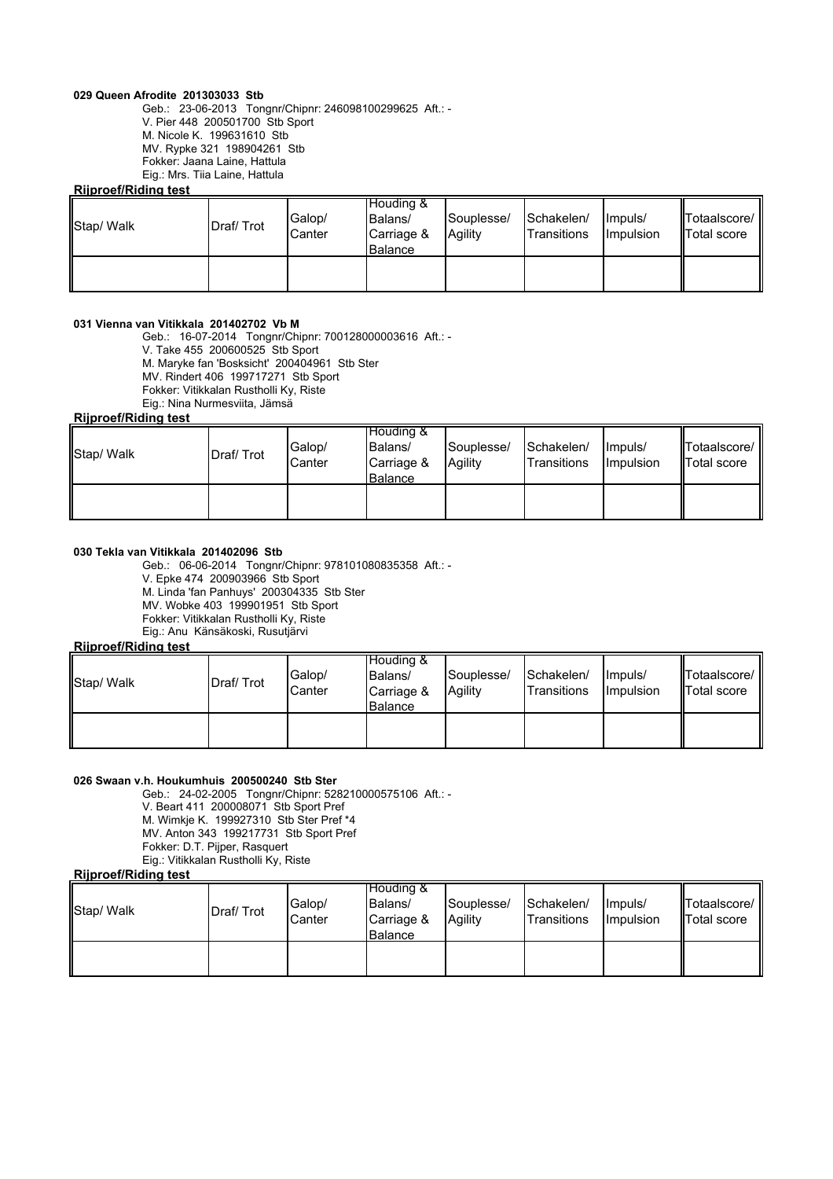**029 Queen Afrodite 201303033 Stb**

Geb.: 23-06-2013 Tongnr/Chipnr: 246098100299625 Aft.: -
V. Pier 448 200501700 Stb Sport
M. Nicole K. 199631610 Stb
MV. Rypke 321 198904261 Stb
Fokker: Jaana Laine, Hattula
Eig.: Mrs. Tiia Laine, Hattula

**Rijproef/Riding test**

| Stap/ Walk | Draf/ Trot | Galop/ Canter | Houding & Balans/ Carriage & Balance | Souplesse/ Agility | Schakelen/ Transitions | Impuls/ Impulsion | Totaalscore/ Total score |
|---|---|---|---|---|---|---|---|
| | | | | | | | |

**031 Vienna van Vitikkala 201402702 Vb M**

Geb.: 16-07-2014 Tongnr/Chipnr: 700128000003616 Aft.: -
V. Take 455 200600525 Stb Sport
M. Maryke fan 'Bosksicht' 200404961 Stb Ster
MV. Rindert 406 199717271 Stb Sport
Fokker: Vitikkalan Rustholli Ky, Riste
Eig.: Nina Nurmesviita, Jämsä

**Rijproef/Riding test**

| Stap/ Walk | Draf/ Trot | Galop/ Canter | Houding & Balans/ Carriage & Balance | Souplesse/ Agility | Schakelen/ Transitions | Impuls/ Impulsion | Totaalscore/ Total score |
|---|---|---|---|---|---|---|---|
| | | | | | | | |

**030 Tekla van Vitikkala 201402096 Stb**

Geb.: 06-06-2014 Tongnr/Chipnr: 978101080835358 Aft.: -
V. Epke 474 200903966 Stb Sport
M. Linda 'fan Panhuys' 200304335 Stb Ster
MV. Wobke 403 199901951 Stb Sport
Fokker: Vitikkalan Rustholli Ky, Riste
Eig.: Anu Känsäkoski, Rusutjärvi

**Rijproef/Riding test**

| Stap/ Walk | Draf/ Trot | Galop/ Canter | Houding & Balans/ Carriage & Balance | Souplesse/ Agility | Schakelen/ Transitions | Impuls/ Impulsion | Totaalscore/ Total score |
|---|---|---|---|---|---|---|---|
| | | | | | | | |

**026 Swaan v.h. Houkumhuis 200500240 Stb Ster**

Geb.: 24-02-2005 Tongnr/Chipnr: 528210000575106 Aft.: -
V. Beart 411 200008071 Stb Sport Pref
M. Wimkje K. 199927310 Stb Ster Pref *4
MV. Anton 343 199217731 Stb Sport Pref
Fokker: D.T. Pijper, Rasquert
Eig.: Vitikkalan Rustholli Ky, Riste

**Rijproef/Riding test**

| Stap/ Walk | Draf/ Trot | Galop/ Canter | Houding & Balans/ Carriage & Balance | Souplesse/ Agility | Schakelen/ Transitions | Impuls/ Impulsion | Totaalscore/ Total score |
|---|---|---|---|---|---|---|---|
| | | | | | | | |